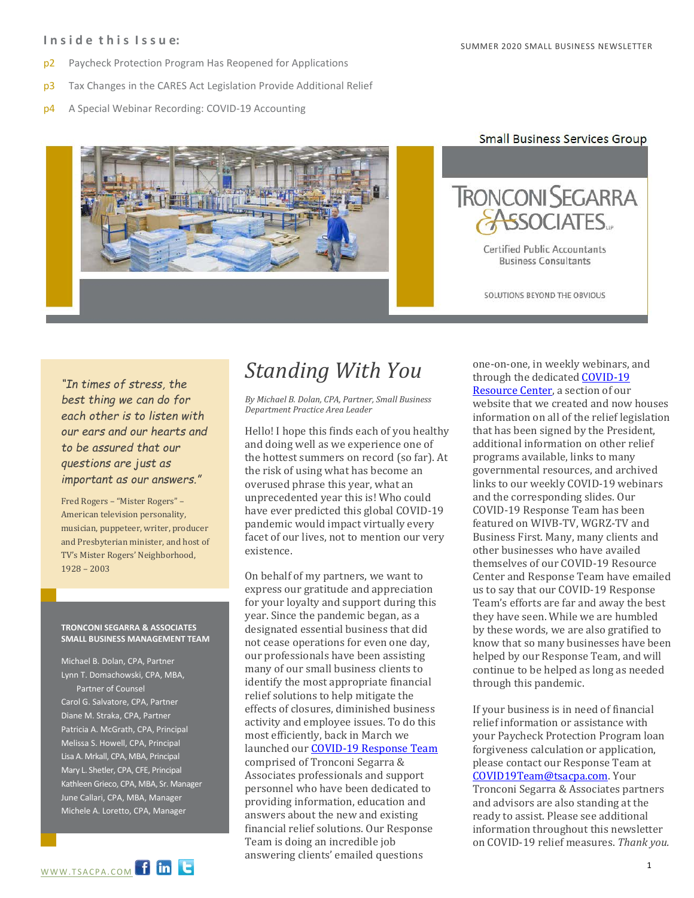SUMMER 2020 SMALL BUSINESS NEWSLETTER

**Inside this Issue:**

- p2 Paycheck Protection Program Has Reopened for Applications
- p3 Tax Changes in the CARES Act Legislation Provide Additional Relief
- p4 A Special Webinar Recording: COVID-19 Accounting

Small Business Services Group

TRONCONI SEGARRA & ASSOCIATES LLP

Certified Public Accountants
Business Consultants

SOLUTIONS BEYOND THE OBVIOUS

*"In times of stress, the best thing we can do for each other is to listen with our ears and our hearts and to be assured that our questions are just as important as our answers."*

Fred Rogers – "Mister Rogers" – American television personality, musician, puppeteer, writer, producer and Presbyterian minister, and host of TV's Mister Rogers' Neighborhood, 1928 – 2003

**TRONCONI SEGARRA & ASSOCIATES SMALL BUSINESS MANAGEMENT TEAM**

Michael B. Dolan, CPA, Partner
Lynn T. Domachowski, CPA, MBA, Partner of Counsel
Carol G. Salvatore, CPA, Partner
Diane M. Straka, CPA, Partner
Patricia A. McGrath, CPA, Principal
Melissa S. Howell, CPA, Principal
Lisa A. Mrkall, CPA, MBA, Principal
Mary L. Shetler, CPA, CFE, Principal
Kathleen Grieco, CPA, MBA, Sr. Manager
June Callari, CPA, MBA, Manager
Michele A. Loretto, CPA, Manager

# *Standing With You*

*By Michael B. Dolan, CPA, Partner, Small Business Department Practice Area Leader*

Hello! I hope this finds each of you healthy and doing well as we experience one of the hottest summers on record (so far). At the risk of using what has become an overused phrase this year, what an unprecedented year this is! Who could have ever predicted this global COVID-19 pandemic would impact virtually every facet of our lives, not to mention our very existence.

On behalf of my partners, we want to express our gratitude and appreciation for your loyalty and support during this year. Since the pandemic began, as a designated essential business that did not cease operations for even one day, our professionals have been assisting many of our small business clients to identify the most appropriate financial relief solutions to help mitigate the effects of closures, diminished business activity and employee issues. To do this most efficiently, back in March we launched our COVID-19 Response Team comprised of Tronconi Segarra & Associates professionals and support personnel who have been dedicated to providing information, education and answers about the new and existing financial relief solutions. Our Response Team is doing an incredible job answering clients' emailed questions one-on-one, in weekly webinars, and through the dedicated COVID-19 Resource Center, a section of our website that we created and now houses information on all of the relief legislation that has been signed by the President, additional information on other relief programs available, links to many governmental resources, and archived links to our weekly COVID-19 webinars and the corresponding slides. Our COVID-19 Response Team has been featured on WIVB-TV, WGRZ-TV and Business First. Many, many clients and other businesses who have availed themselves of our COVID-19 Resource Center and Response Team have emailed us to say that our COVID-19 Response Team's efforts are far and away the best they have seen. While we are humbled by these words, we are also gratified to know that so many businesses have been helped by our Response Team, and will continue to be helped as long as needed through this pandemic.

If your business is in need of financial relief information or assistance with your Paycheck Protection Program loan forgiveness calculation or application, please contact our Response Team at COVID19Team@tsacpa.com. Your Tronconi Segarra & Associates partners and advisors are also standing at the ready to assist. Please see additional information throughout this newsletter on COVID-19 relief measures. *Thank you.*

WWW.TSACPA.COM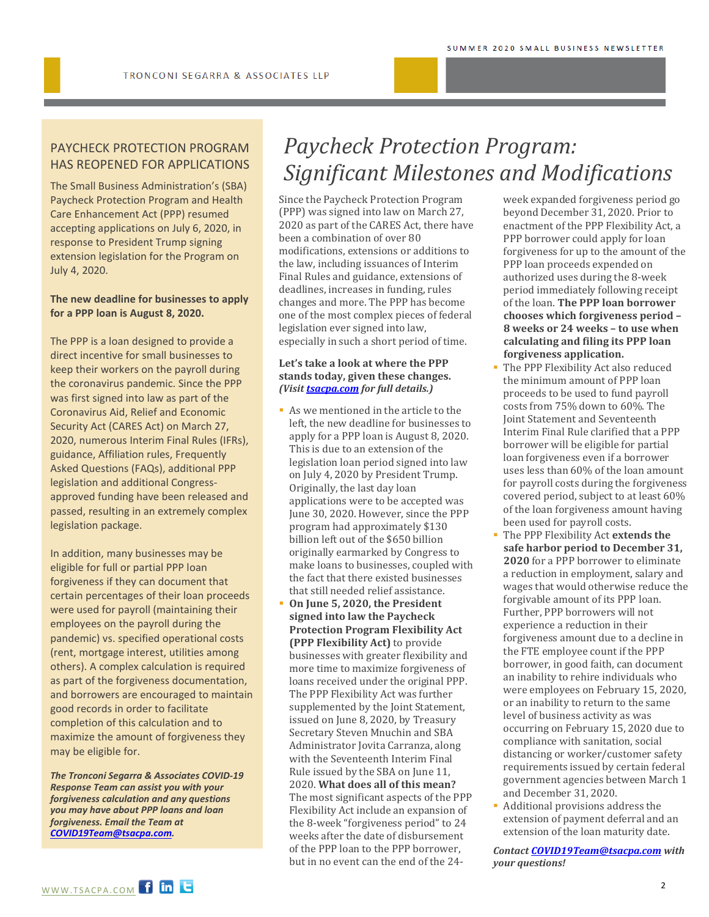## PAYCHECK PROTECTION PROGRAM HAS REOPENED FOR APPLICATIONS

The Small Business Administration's (SBA) Paycheck Protection Program and Health Care Enhancement Act (PPP) resumed accepting applications on July 6, 2020, in response to President Trump signing extension legislation for the Program on July 4, 2020.

**The new deadline for businesses to apply for a PPP loan is August 8, 2020.**

The PPP is a loan designed to provide a direct incentive for small businesses to keep their workers on the payroll during the coronavirus pandemic. Since the PPP was first signed into law as part of the Coronavirus Aid, Relief and Economic Security Act (CARES Act) on March 27, 2020, numerous Interim Final Rules (IFRs), guidance, Affiliation rules, Frequently Asked Questions (FAQs), additional PPP legislation and additional Congress-approved funding have been released and passed, resulting in an extremely complex legislation package.

In addition, many businesses may be eligible for full or partial PPP loan forgiveness if they can document that certain percentages of their loan proceeds were used for payroll (maintaining their employees on the payroll during the pandemic) vs. specified operational costs (rent, mortgage interest, utilities among others). A complex calculation is required as part of the forgiveness documentation, and borrowers are encouraged to maintain good records in order to facilitate completion of this calculation and to maximize the amount of forgiveness they may be eligible for.

***The Tronconi Segarra & Associates COVID-19 Response Team can assist you with your forgiveness calculation and any questions you may have about PPP loans and loan forgiveness. Email the Team at COVID19Team@tsacpa.com.***

# *Paycheck Protection Program: Significant Milestones and Modifications*

Since the Paycheck Protection Program (PPP) was signed into law on March 27, 2020 as part of the CARES Act, there have been a combination of over 80 modifications, extensions or additions to the law, including issuances of Interim Final Rules and guidance, extensions of deadlines, increases in funding, rules changes and more. The PPP has become one of the most complex pieces of federal legislation ever signed into law, especially in such a short period of time.

**Let's take a look at where the PPP stands today, given these changes.** ***(Visit tsacpa.com for full details.)***

- As we mentioned in the article to the left, the new deadline for businesses to apply for a PPP loan is August 8, 2020. This is due to an extension of the legislation loan period signed into law on July 4, 2020 by President Trump. Originally, the last day loan applications were to be accepted was June 30, 2020. However, since the PPP program had approximately $130 billion left out of the $650 billion originally earmarked by Congress to make loans to businesses, coupled with the fact that there existed businesses that still needed relief assistance.
- **On June 5, 2020, the President signed into law the Paycheck Protection Program Flexibility Act (PPP Flexibility Act)** to provide businesses with greater flexibility and more time to maximize forgiveness of loans received under the original PPP. The PPP Flexibility Act was further supplemented by the Joint Statement, issued on June 8, 2020, by Treasury Secretary Steven Mnuchin and SBA Administrator Jovita Carranza, along with the Seventeenth Interim Final Rule issued by the SBA on June 11, 2020. **What does all of this mean?** The most significant aspects of the PPP Flexibility Act include an expansion of the 8-week "forgiveness period" to 24 weeks after the date of disbursement of the PPP loan to the PPP borrower, but in no event can the end of the 24-week expanded forgiveness period go beyond December 31, 2020. Prior to enactment of the PPP Flexibility Act, a PPP borrower could apply for loan forgiveness for up to the amount of the PPP loan proceeds expended on authorized uses during the 8-week period immediately following receipt of the loan. **The PPP loan borrower chooses which forgiveness period – 8 weeks or 24 weeks – to use when calculating and filing its PPP loan forgiveness application.**
- The PPP Flexibility Act also reduced the minimum amount of PPP loan proceeds to be used to fund payroll costs from 75% down to 60%. The Joint Statement and Seventeenth Interim Final Rule clarified that a PPP borrower will be eligible for partial loan forgiveness even if a borrower uses less than 60% of the loan amount for payroll costs during the forgiveness covered period, subject to at least 60% of the loan forgiveness amount having been used for payroll costs.
- The PPP Flexibility Act **extends the safe harbor period to December 31, 2020** for a PPP borrower to eliminate a reduction in employment, salary and wages that would otherwise reduce the forgivable amount of its PPP loan. Further, PPP borrowers will not experience a reduction in their forgiveness amount due to a decline in the FTE employee count if the PPP borrower, in good faith, can document an inability to rehire individuals who were employees on February 15, 2020, or an inability to return to the same level of business activity as was occurring on February 15, 2020 due to compliance with sanitation, social distancing or worker/customer safety requirements issued by certain federal government agencies between March 1 and December 31, 2020.
- Additional provisions address the extension of payment deferral and an extension of the loan maturity date.

***Contact COVID19Team@tsacpa.com with your questions!***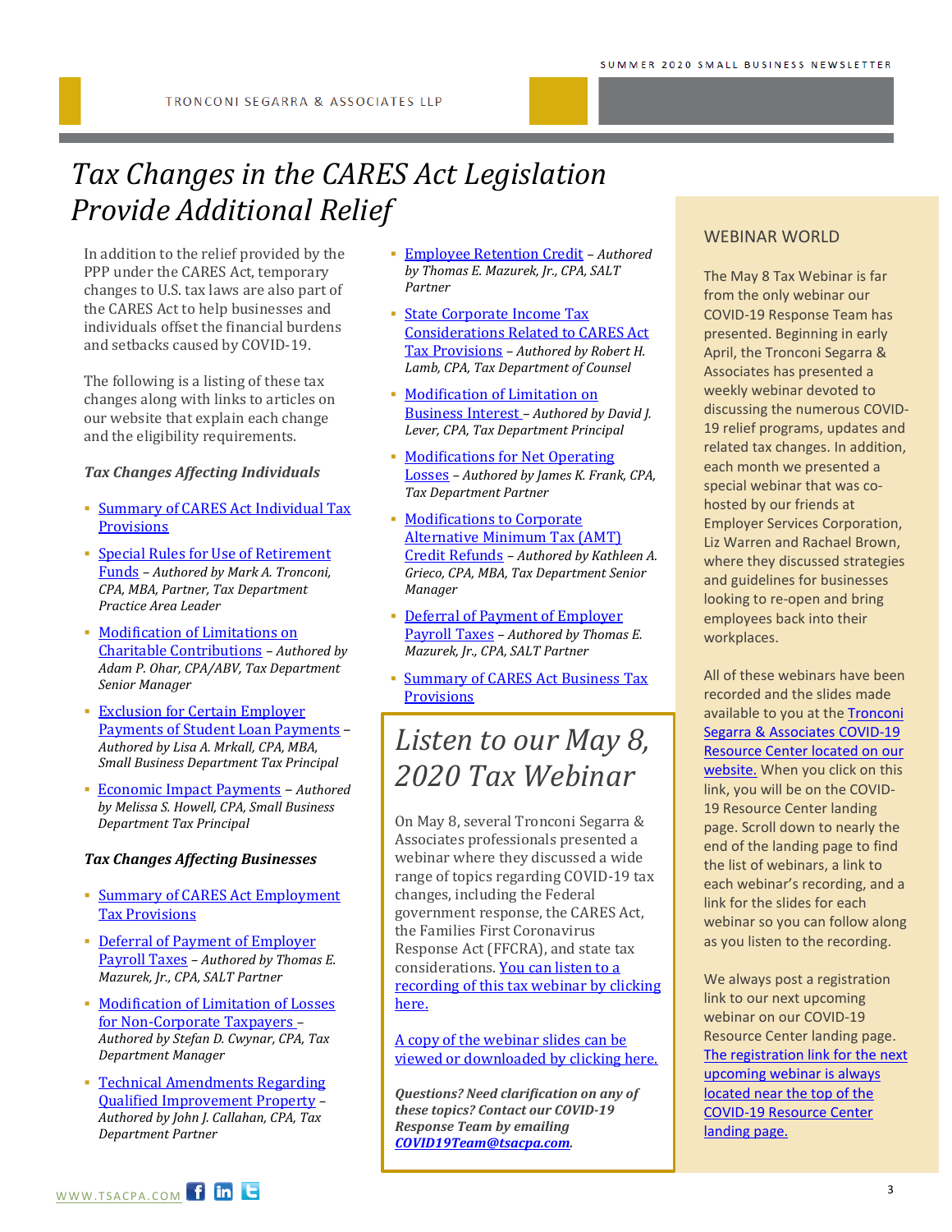# Tax Changes in the CARES Act Legislation Provide Additional Relief

In addition to the relief provided by the PPP under the CARES Act, temporary changes to U.S. tax laws are also part of the CARES Act to help businesses and individuals offset the financial burdens and setbacks caused by COVID-19.

The following is a listing of these tax changes along with links to articles on our website that explain each change and the eligibility requirements.

### *Tax Changes Affecting Individuals*

- Summary of CARES Act Individual Tax Provisions
- Special Rules for Use of Retirement Funds – *Authored by Mark A. Tronconi, CPA, MBA, Partner, Tax Department Practice Area Leader*
- Modification of Limitations on Charitable Contributions – *Authored by Adam P. Ohar, CPA/ABV, Tax Department Senior Manager*
- Exclusion for Certain Employer Payments of Student Loan Payments – *Authored by Lisa A. Mrkall, CPA, MBA, Small Business Department Tax Principal*
- Economic Impact Payments – *Authored by Melissa S. Howell, CPA, Small Business Department Tax Principal*

### *Tax Changes Affecting Businesses*

- Summary of CARES Act Employment Tax Provisions
- Deferral of Payment of Employer Payroll Taxes – *Authored by Thomas E. Mazurek, Jr., CPA, SALT Partner*
- Modification of Limitation of Losses for Non-Corporate Taxpayers – *Authored by Stefan D. Cwynar, CPA, Tax Department Manager*
- Technical Amendments Regarding Qualified Improvement Property – *Authored by John J. Callahan, CPA, Tax Department Partner*
- Employee Retention Credit – *Authored by Thomas E. Mazurek, Jr., CPA, SALT Partner*
- State Corporate Income Tax Considerations Related to CARES Act Tax Provisions – *Authored by Robert H. Lamb, CPA, Tax Department of Counsel*
- Modification of Limitation on Business Interest – *Authored by David J. Lever, CPA, Tax Department Principal*
- Modifications for Net Operating Losses – *Authored by James K. Frank, CPA, Tax Department Partner*
- Modifications to Corporate Alternative Minimum Tax (AMT) Credit Refunds – *Authored by Kathleen A. Grieco, CPA, MBA, Tax Department Senior Manager*
- Deferral of Payment of Employer Payroll Taxes – *Authored by Thomas E. Mazurek, Jr., CPA, SALT Partner*
- Summary of CARES Act Business Tax Provisions

## *Listen to our May 8, 2020 Tax Webinar*

On May 8, several Tronconi Segarra & Associates professionals presented a webinar where they discussed a wide range of topics regarding COVID-19 tax changes, including the Federal government response, the CARES Act, the Families First Coronavirus Response Act (FFCRA), and state tax considerations. You can listen to a recording of this tax webinar by clicking here.

A copy of the webinar slides can be viewed or downloaded by clicking here.

***Questions? Need clarification on any of these topics? Contact our COVID-19 Response Team by emailing COVID19Team@tsacpa.com.***

## WEBINAR WORLD

The May 8 Tax Webinar is far from the only webinar our COVID-19 Response Team has presented. Beginning in early April, the Tronconi Segarra & Associates has presented a weekly webinar devoted to discussing the numerous COVID-19 relief programs, updates and related tax changes. In addition, each month we presented a special webinar that was co-hosted by our friends at Employer Services Corporation, Liz Warren and Rachael Brown, where they discussed strategies and guidelines for businesses looking to re-open and bring employees back into their workplaces.

All of these webinars have been recorded and the slides made available to you at the Tronconi Segarra & Associates COVID-19 Resource Center located on our website. When you click on this link, you will be on the COVID-19 Resource Center landing page. Scroll down to nearly the end of the landing page to find the list of webinars, a link to each webinar's recording, and a link for the slides for each webinar so you can follow along as you listen to the recording.

We always post a registration link to our next upcoming webinar on our COVID-19 Resource Center landing page. The registration link for the next upcoming webinar is always located near the top of the COVID-19 Resource Center landing page.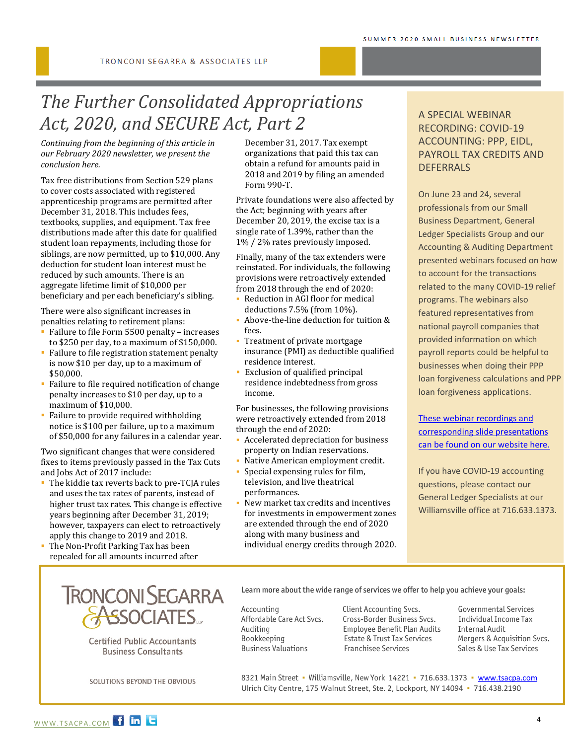# The Further Consolidated Appropriations Act, 2020, and SECURE Act, Part 2

*Continuing from the beginning of this article in our February 2020 newsletter, we present the conclusion here.*

Tax free distributions from Section 529 plans to cover costs associated with registered apprenticeship programs are permitted after December 31, 2018. This includes fees, textbooks, supplies, and equipment. Tax free distributions made after this date for qualified student loan repayments, including those for siblings, are now permitted, up to $10,000. Any deduction for student loan interest must be reduced by such amounts. There is an aggregate lifetime limit of $10,000 per beneficiary and per each beneficiary's sibling.

There were also significant increases in penalties relating to retirement plans:

- Failure to file Form 5500 penalty – increases to $250 per day, to a maximum of $150,000.
- Failure to file registration statement penalty is now $10 per day, up to a maximum of $50,000.
- Failure to file required notification of change penalty increases to $10 per day, up to a maximum of $10,000.
- Failure to provide required withholding notice is $100 per failure, up to a maximum of $50,000 for any failures in a calendar year.

Two significant changes that were considered fixes to items previously passed in the Tax Cuts and Jobs Act of 2017 include:

- The kiddie tax reverts back to pre-TCJA rules and uses the tax rates of parents, instead of higher trust tax rates. This change is effective years beginning after December 31, 2019; however, taxpayers can elect to retroactively apply this change to 2019 and 2018.
- The Non-Profit Parking Tax has been repealed for all amounts incurred after December 31, 2017. Tax exempt organizations that paid this tax can obtain a refund for amounts paid in 2018 and 2019 by filing an amended Form 990-T.

Private foundations were also affected by the Act; beginning with years after December 20, 2019, the excise tax is a single rate of 1.39%, rather than the 1% / 2% rates previously imposed.

Finally, many of the tax extenders were reinstated. For individuals, the following provisions were retroactively extended from 2018 through the end of 2020:

- Reduction in AGI floor for medical deductions 7.5% (from 10%).
- Above-the-line deduction for tuition & fees.
- Treatment of private mortgage insurance (PMI) as deductible qualified residence interest.
- Exclusion of qualified principal residence indebtedness from gross income.

For businesses, the following provisions were retroactively extended from 2018 through the end of 2020:

- Accelerated depreciation for business property on Indian reservations.
- Native American employment credit.
- Special expensing rules for film, television, and live theatrical performances.
- New market tax credits and incentives for investments in empowerment zones are extended through the end of 2020 along with many business and individual energy credits through 2020.

## A SPECIAL WEBINAR RECORDING: COVID-19 ACCOUNTING: PPP, EIDL, PAYROLL TAX CREDITS AND DEFERRALS

On June 23 and 24, several professionals from our Small Business Department, General Ledger Specialists Group and our Accounting & Auditing Department presented webinars focused on how to account for the transactions related to the many COVID-19 relief programs. The webinars also featured representatives from national payroll companies that provided information on which payroll reports could be helpful to businesses when doing their PPP loan forgiveness calculations and PPP loan forgiveness applications.

These webinar recordings and corresponding slide presentations can be found on our website here.

If you have COVID-19 accounting questions, please contact our General Ledger Specialists at our Williamsville office at 716.633.1373.

---

**TRONCONI SEGARRA & ASSOCIATES LLP**

Certified Public Accountants
Business Consultants

SOLUTIONS BEYOND THE OBVIOUS

**Learn more about the wide range of services we offer to help you achieve your goals:**

| | | |
|---|---|---|
| Accounting | Client Accounting Svcs. | Governmental Services |
| Affordable Care Act Svcs. | Cross-Border Business Svcs. | Individual Income Tax |
| Auditing | Employee Benefit Plan Audits | Internal Audit |
| Bookkeeping | Estate & Trust Tax Services | Mergers & Acquisition Svcs. |
| Business Valuations | Franchisee Services | Sales & Use Tax Services |

8321 Main Street ▪ Williamsville, New York 14221 ▪ 716.633.1373 ▪ www.tsacpa.com
Ulrich City Centre, 175 Walnut Street, Ste. 2, Lockport, NY 14094 ▪ 716.438.2190